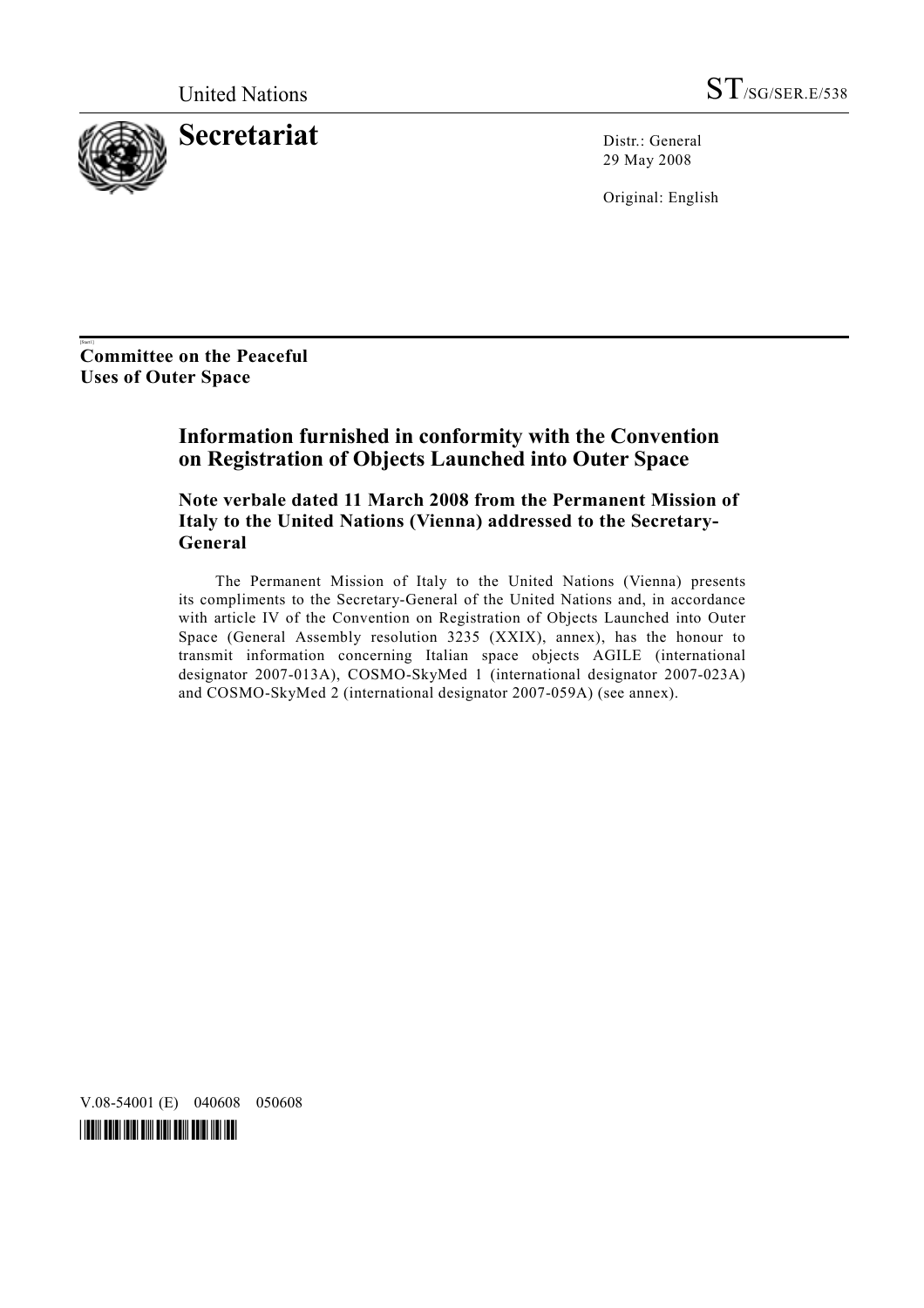United Nations ST/SG/SER.E/538

# Secretariat

Distr.: General
29 May 2008

Original: English

**Committee on the Peaceful Uses of Outer Space**

## Information furnished in conformity with the Convention on Registration of Objects Launched into Outer Space

### Note verbale dated 11 March 2008 from the Permanent Mission of Italy to the United Nations (Vienna) addressed to the Secretary-General

The Permanent Mission of Italy to the United Nations (Vienna) presents its compliments to the Secretary-General of the United Nations and, in accordance with article IV of the Convention on Registration of Objects Launched into Outer Space (General Assembly resolution 3235 (XXIX), annex), has the honour to transmit information concerning Italian space objects AGILE (international designator 2007-013A), COSMO-SkyMed 1 (international designator 2007-023A) and COSMO-SkyMed 2 (international designator 2007-059A) (see annex).

V.08-54001 (E) 040608 050608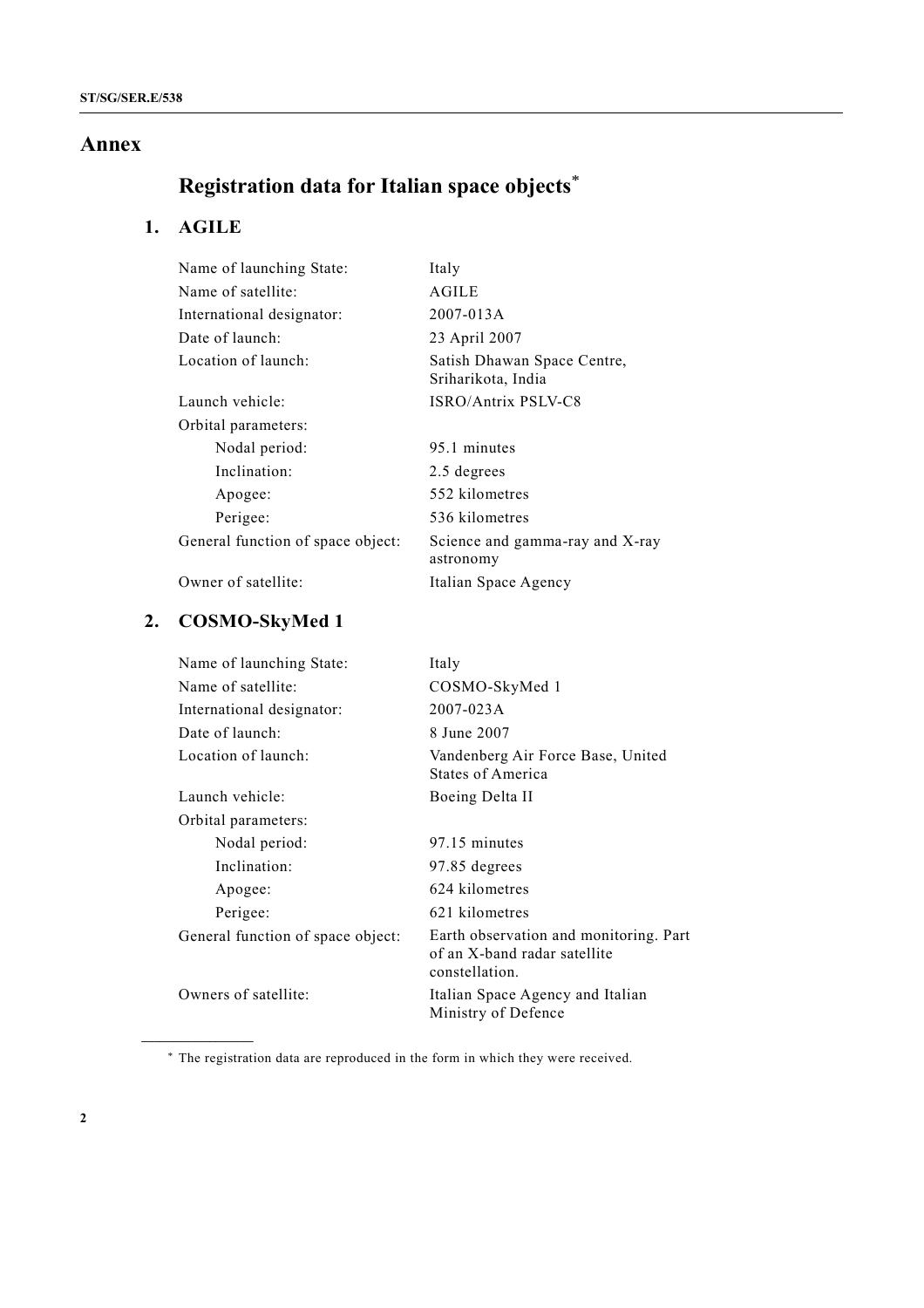# Annex

## Registration data for Italian space objects*

### 1. AGILE

| | |
|---|---|
| Name of launching State: | Italy |
| Name of satellite: | AGILE |
| International designator: | 2007-013A |
| Date of launch: | 23 April 2007 |
| Location of launch: | Satish Dhawan Space Centre, Sriharikota, India |
| Launch vehicle: | ISRO/Antrix PSLV-C8 |
| Orbital parameters: | |
| Nodal period: | 95.1 minutes |
| Inclination: | 2.5 degrees |
| Apogee: | 552 kilometres |
| Perigee: | 536 kilometres |
| General function of space object: | Science and gamma-ray and X-ray astronomy |
| Owner of satellite: | Italian Space Agency |

### 2. COSMO-SkyMed 1

| | |
|---|---|
| Name of launching State: | Italy |
| Name of satellite: | COSMO-SkyMed 1 |
| International designator: | 2007-023A |
| Date of launch: | 8 June 2007 |
| Location of launch: | Vandenberg Air Force Base, United States of America |
| Launch vehicle: | Boeing Delta II |
| Orbital parameters: | |
| Nodal period: | 97.15 minutes |
| Inclination: | 97.85 degrees |
| Apogee: | 624 kilometres |
| Perigee: | 621 kilometres |
| General function of space object: | Earth observation and monitoring. Part of an X-band radar satellite constellation. |
| Owners of satellite: | Italian Space Agency and Italian Ministry of Defence |

---

* The registration data are reproduced in the form in which they were received.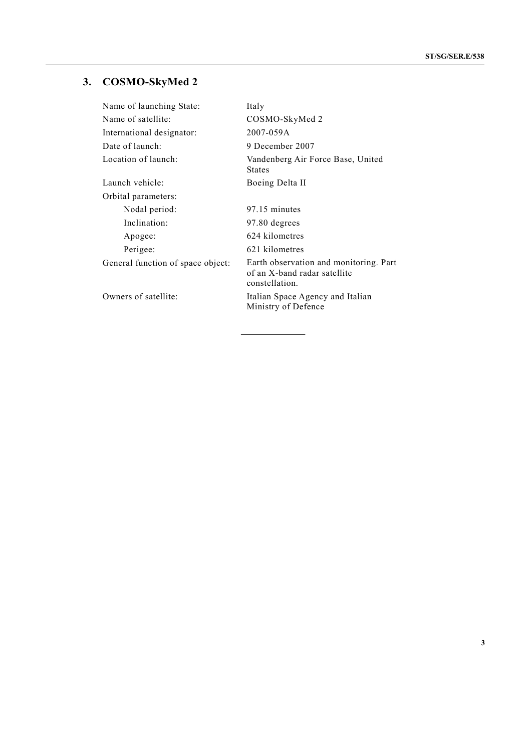## 3. COSMO-SkyMed 2

| | |
|---|---|
| Name of launching State: | Italy |
| Name of satellite: | COSMO-SkyMed 2 |
| International designator: | 2007-059A |
| Date of launch: | 9 December 2007 |
| Location of launch: | Vandenberg Air Force Base, United States |
| Launch vehicle: | Boeing Delta II |
| Orbital parameters: | |
| Nodal period: | 97.15 minutes |
| Inclination: | 97.80 degrees |
| Apogee: | 624 kilometres |
| Perigee: | 621 kilometres |
| General function of space object: | Earth observation and monitoring. Part of an X-band radar satellite constellation. |
| Owners of satellite: | Italian Space Agency and Italian Ministry of Defence |